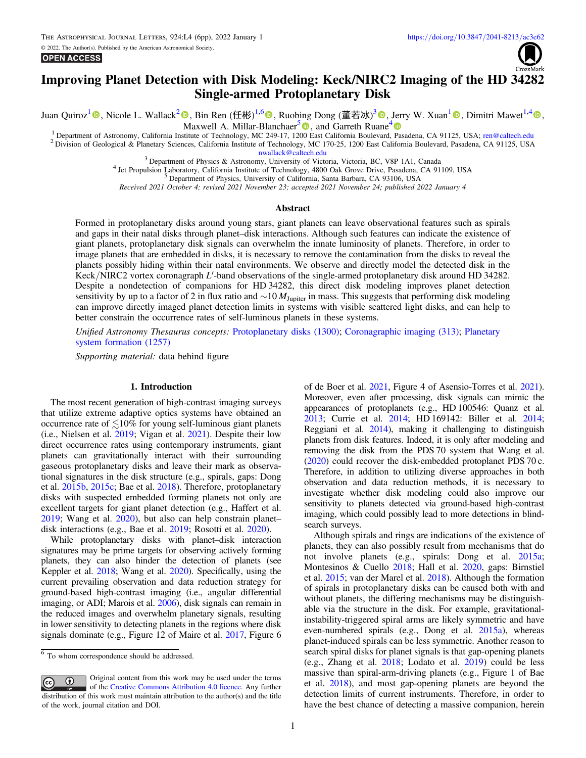# Improving Planet Detection with Disk Modeling: Keck/NIRC2 Imaging of the HD 34282 Single-armed Protoplanetary Disk

Juan Quiroz[1], Nicole L. Wallack[2], Bin Ren (任彬)[1,6], Ruobing Dong (董若冰)[3], Jerry W. Xuan[1], Dimitri Mawet[1,4], Maxwell A. Millar-Blanchaer[5], and Garreth Ruane[4]

[1] Department of Astronomy, California Institute of Technology, MC 249-17, 1200 East California Boulevard, Pasadena, CA 91125, USA; ren@caltech.edu

[2] Division of Geological & Planetary Sciences, California Institute of Technology, MC 170-25, 1200 East California Boulevard, Pasadena, CA 91125, USA nwallack@caltech.edu

[3] Department of Physics & Astronomy, University of Victoria, Victoria, BC, V8P 1A1, Canada

[4] Jet Propulsion Laboratory, California Institute of Technology, 4800 Oak Grove Drive, Pasadena, CA 91109, USA

[5] Department of Physics, University of California, Santa Barbara, CA 93106, USA

*Received 2021 October 4; revised 2021 November 23; accepted 2021 November 24; published 2022 January 4*

## Abstract

Formed in protoplanetary disks around young stars, giant planets can leave observational features such as spirals and gaps in their natal disks through planet–disk interactions. Although such features can indicate the existence of giant planets, protoplanetary disk signals can overwhelm the innate luminosity of planets. Therefore, in order to image planets that are embedded in disks, it is necessary to remove the contamination from the disks to reveal the planets possibly hiding within their natal environments. We observe and directly model the detected disk in the Keck/NIRC2 vortex coronagraph $L'$-band observations of the single-armed protoplanetary disk around HD 34282. Despite a nondetection of companions for HD 34282, this direct disk modeling improves planet detection sensitivity by up to a factor of 2 in flux ratio and $\sim 10\,M_{\rm Jupiter}$ in mass. This suggests that performing disk modeling can improve directly imaged planet detection limits in systems with visible scattered light disks, and can help to better constrain the occurrence rates of self-luminous planets in these systems.

*Unified Astronomy Thesaurus concepts:* Protoplanetary disks (1300); Coronagraphic imaging (313); Planetary system formation (1257)

*Supporting material:* data behind figure

## 1. Introduction

The most recent generation of high-contrast imaging surveys that utilize extreme adaptive optics systems have obtained an occurrence rate of $\lesssim 10\%$ for young self-luminous giant planets (i.e., Nielsen et al. 2019; Vigan et al. 2021). Despite their low direct occurrence rates using contemporary instruments, giant planets can gravitationally interact with their surrounding gaseous protoplanetary disks and leave their mark as observational signatures in the disk structure (e.g., spirals, gaps: Dong et al. 2015b, 2015c; Bae et al. 2018). Therefore, protoplanetary disks with suspected embedded forming planets not only are excellent targets for giant planet detection (e.g., Haffert et al. 2019; Wang et al. 2020), but also can help constrain planet–disk interactions (e.g., Bae et al. 2019; Rosotti et al. 2020).

While protoplanetary disks with planet–disk interaction signatures may be prime targets for observing actively forming planets, they can also hinder the detection of planets (see Keppler et al. 2018; Wang et al. 2020). Specifically, using the current prevailing observation and data reduction strategy for ground-based high-contrast imaging (i.e., angular differential imaging, or ADI; Marois et al. 2006), disk signals can remain in the reduced images and overwhelm planetary signals, resulting in lower sensitivity to detecting planets in the regions where disk signals dominate (e.g., Figure 12 of Maire et al. 2017, Figure 6 of de Boer et al. 2021, Figure 4 of Asensio-Torres et al. 2021). Moreover, even after processing, disk signals can mimic the appearances of protoplanets (e.g., HD 100546: Quanz et al. 2013; Currie et al. 2014; HD 169142: Biller et al. 2014; Reggiani et al. 2014), making it challenging to distinguish planets from disk features. Indeed, it is only after modeling and removing the disk from the PDS 70 system that Wang et al. (2020) could recover the disk-embedded protoplanet PDS 70 c. Therefore, in addition to utilizing diverse approaches in both observation and data reduction methods, it is necessary to investigate whether disk modeling could also improve our sensitivity to planets detected via ground-based high-contrast imaging, which could possibly lead to more detections in blind-search surveys.

Although spirals and rings are indications of the existence of planets, they can also possibly result from mechanisms that do not involve planets (e.g., spirals: Dong et al. 2015a; Montesinos & Cuello 2018; Hall et al. 2020, gaps: Birnstiel et al. 2015; van der Marel et al. 2018). Although the formation of spirals in protoplanetary disks can be caused both with and without planets, the differing mechanisms may be distinguishable via the structure in the disk. For example, gravitational-instability-triggered spiral arms are likely symmetric and have even-numbered spirals (e.g., Dong et al. 2015a), whereas planet-induced spirals can be less symmetric. Another reason to search spiral disks for planet signals is that gap-opening planets (e.g., Zhang et al. 2018; Lodato et al. 2019) could be less massive than spiral-arm-driving planets (e.g., Figure 1 of Bae et al. 2018), and most gap-opening planets are beyond the detection limits of current instruments. Therefore, in order to have the best chance of detecting a massive companion, herein

[6] To whom correspondence should be addressed.

Original content from this work may be used under the terms of the Creative Commons Attribution 4.0 licence. Any further distribution of this work must maintain attribution to the author(s) and the title of the work, journal citation and DOI.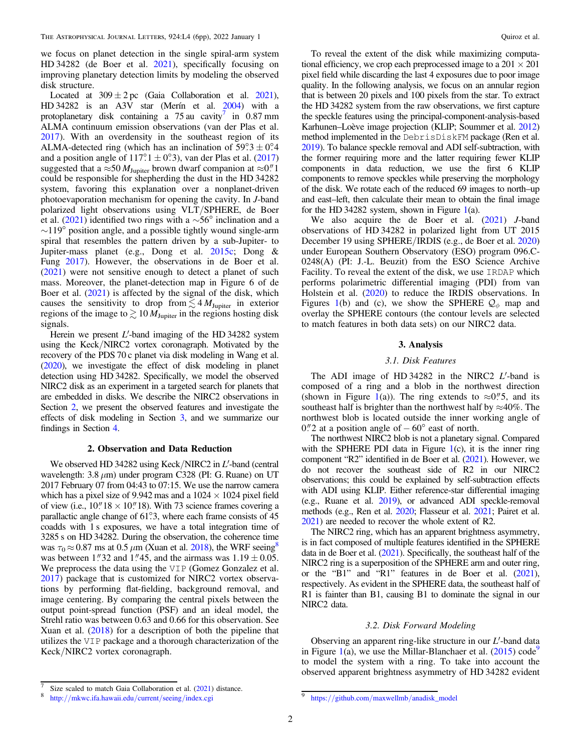we focus on planet detection in the single spiral-arm system HD 34282 (de Boer et al. 2021), specifically focusing on improving planetary detection limits by modeling the observed disk structure.

Located at $309 \pm 2$ pc (Gaia Collaboration et al. 2021), HD 34282 is an A3V star (Merín et al. 2004) with a protoplanetary disk containing a 75 au cavity[7] in 0.87 mm ALMA continuum emission observations (van der Plas et al. 2017). With an overdensity in the southeast region of its ALMA-detected ring (which has an inclination of $59\overset{\circ}{.}3 \pm 0\overset{\circ}{.}4$ and a position angle of $117\overset{\circ}{.}1 \pm 0\overset{\circ}{.}3$), van der Plas et al. (2017) suggested that a $\approx 50\,M_{\rm Jupiter}$ brown dwarf companion at $\approx 0\overset{''}{.}1$ could be responsible for shepherding the dust in the HD 34282 system, favoring this explanation over a nonplanet-driven photoevaporation mechanism for opening the cavity. In $J$-band polarized light observations using VLT/SPHERE, de Boer et al. (2021) identified two rings with a $\sim 56°$ inclination and a $\sim 119°$ position angle, and a possible tightly wound single-arm spiral that resembles the pattern driven by a sub-Jupiter- to Jupiter-mass planet (e.g., Dong et al. 2015c; Dong & Fung 2017). However, the observations in de Boer et al. (2021) were not sensitive enough to detect a planet of such mass. Moreover, the planet-detection map in Figure 6 of de Boer et al. (2021) is affected by the signal of the disk, which causes the sensitivity to drop from $\lesssim 4\,M_{\rm Jupiter}$ in exterior regions of the image to $\gtrsim 10\,M_{\rm Jupiter}$ in the regions hosting disk signals.

Herein we present $L'$-band imaging of the HD 34282 system using the Keck/NIRC2 vortex coronagraph. Motivated by the recovery of the PDS 70 c planet via disk modeling in Wang et al. (2020), we investigate the effect of disk modeling in planet detection using HD 34282. Specifically, we model the observed NIRC2 disk as an experiment in a targeted search for planets that are embedded in disks. We describe the NIRC2 observations in Section 2, we present the observed features and investigate the effects of disk modeling in Section 3, and we summarize our findings in Section 4.

## 2. Observation and Data Reduction

We observed HD 34282 using Keck/NIRC2 in $L'$-band (central wavelength: 3.8 $\mu$m) under program C328 (PI: G. Ruane) on UT 2017 February 07 from 04:43 to 07:15. We use the narrow camera which has a pixel size of 9.942 mas and a $1024 \times 1024$ pixel field of view (i.e., $10\overset{''}{.}18 \times 10\overset{''}{.}18$). With 73 science frames covering a parallactic angle change of $61\overset{\circ}{.}3$, where each frame consists of 45 coadds with 1 s exposures, we have a total integration time of 3285 s on HD 34282. During the observation, the coherence time was $\tau_0 \approx 0.87$ ms at 0.5 $\mu$m (Xuan et al. 2018), the WRF seeing[8] was between $1\overset{''}{.}32$ and $1\overset{''}{.}45$, and the airmass was $1.19 \pm 0.05$. We preprocess the data using the `VIP` (Gomez Gonzalez et al. 2017) package that is customized for NIRC2 vortex observations by performing flat-fielding, background removal, and image centering. By comparing the central pixels between the output point-spread function (PSF) and an ideal model, the Strehl ratio was between 0.63 and 0.66 for this observation. See Xuan et al. (2018) for a description of both the pipeline that utilizes the `VIP` package and a thorough characterization of the Keck/NIRC2 vortex coronagraph.

To reveal the extent of the disk while maximizing computational efficiency, we crop each preprocessed image to a $201 \times 201$ pixel field while discarding the last 4 exposures due to poor image quality. In the following analysis, we focus on an annular region that is between 20 pixels and 100 pixels from the star. To extract the HD 34282 system from the raw observations, we first capture the speckle features using the principal-component-analysis-based Karhunen–Loève image projection (KLIP; Soummer et al. 2012) method implemented in the `DebrisDiskFM` package (Ren et al. 2019). To balance speckle removal and ADI self-subtraction, with the former requiring more and the latter requiring fewer KLIP components in data reduction, we use the first 6 KLIP components to remove speckles while preserving the morphology of the disk. We rotate each of the reduced 69 images to north–up and east–left, then calculate their mean to obtain the final image for the HD 34282 system, shown in Figure 1(a).

We also acquire the de Boer et al. (2021) $J$-band observations of HD 34282 in polarized light from UT 2015 December 19 using SPHERE/IRDIS (e.g., de Boer et al. 2020) under European Southern Observatory (ESO) program 096.C-0248(A) (PI: J.-L. Beuzit) from the ESO Science Archive Facility. To reveal the extent of the disk, we use `IRDAP` which performs polarimetric differential imaging (PDI) from van Holstein et al. (2020) to reduce the IRDIS observations. In Figures 1(b) and (c), we show the SPHERE $\mathcal{Q}_\phi$ map and overlay the SPHERE contours (the contour levels are selected to match features in both data sets) on our NIRC2 data.

## 3. Analysis

### 3.1. Disk Features

The ADI image of HD 34282 in the NIRC2 $L'$-band is composed of a ring and a blob in the northwest direction (shown in Figure 1(a)). The ring extends to $\approx 0\overset{''}{.}5$, and its southeast half is brighter than the northwest half by $\approx 40\%$. The northwest blob is located outside the inner working angle of $0\overset{''}{.}2$ at a position angle of $-60°$ east of north.

The northwest NIRC2 blob is not a planetary signal. Compared with the SPHERE PDI data in Figure 1(c), it is the inner ring component "R2" identified in de Boer et al. (2021). However, we do not recover the southeast side of R2 in our NIRC2 observations; this could be explained by self-subtraction effects with ADI using KLIP. Either reference-star differential imaging (e.g., Ruane et al. 2019), or advanced ADI speckle-removal methods (e.g., Ren et al. 2020; Flasseur et al. 2021; Pairet et al. 2021) are needed to recover the whole extent of R2.

The NIRC2 ring, which has an apparent brightness asymmetry, is in fact composed of multiple features identified in the SPHERE data in de Boer et al. (2021). Specifically, the southeast half of the NIRC2 ring is a superposition of the SPHERE arm and outer ring, or the "B1" and "R1" features in de Boer et al. (2021), respectively. As evident in the SPHERE data, the southeast half of R1 is fainter than B1, causing B1 to dominate the signal in our NIRC2 data.

### 3.2. Disk Forward Modeling

Observing an apparent ring-like structure in our $L'$-band data in Figure 1(a), we use the Millar-Blanchaer et al. (2015) code[9] to model the system with a ring. To take into account the observed apparent brightness asymmetry of HD 34282 evident

---

[7] Size scaled to match Gaia Collaboration et al. (2021) distance.

[8] http://mkwc.ifa.hawaii.edu/current/seeing/index.cgi

[9] https://github.com/maxwellmb/anadisk_model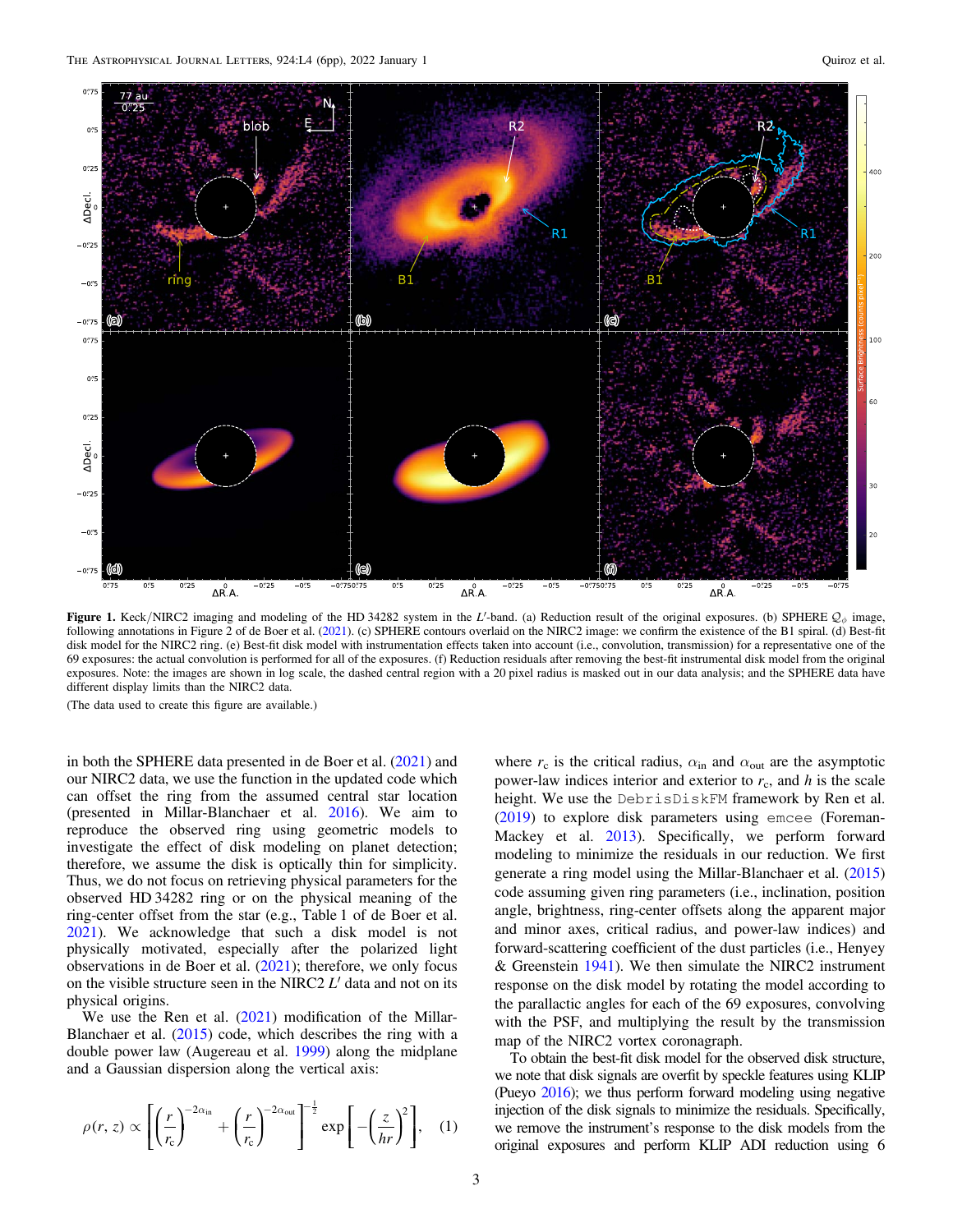**Figure 1.** Keck/NIRC2 imaging and modeling of the HD 34282 system in the $L'$-band. (a) Reduction result of the original exposures. (b) SPHERE $\mathcal{Q}_\phi$ image, following annotations in Figure 2 of de Boer et al. (2021). (c) SPHERE contours overlaid on the NIRC2 image: we confirm the existence of the B1 spiral. (d) Best-fit disk model for the NIRC2 ring. (e) Best-fit disk model with instrumentation effects taken into account (i.e., convolution, transmission) for a representative one of the 69 exposures: the actual convolution is performed for all of the exposures. (f) Reduction residuals after removing the best-fit instrumental disk model from the original exposures. Note: the images are shown in log scale, the dashed central region with a 20 pixel radius is masked out in our data analysis; and the SPHERE data have different display limits than the NIRC2 data.

(The data used to create this figure are available.)

in both the SPHERE data presented in de Boer et al. (2021) and our NIRC2 data, we use the function in the updated code which can offset the ring from the assumed central star location (presented in Millar-Blanchaer et al. 2016). We aim to reproduce the observed ring using geometric models to investigate the effect of disk modeling on planet detection; therefore, we assume the disk is optically thin for simplicity. Thus, we do not focus on retrieving physical parameters for the observed HD 34282 ring or on the physical meaning of the ring-center offset from the star (e.g., Table 1 of de Boer et al. 2021). We acknowledge that such a disk model is not physically motivated, especially after the polarized light observations in de Boer et al. (2021); therefore, we only focus on the visible structure seen in the NIRC2 $L'$ data and not on its physical origins.

We use the Ren et al. (2021) modification of the Millar-Blanchaer et al. (2015) code, which describes the ring with a double power law (Augereau et al. 1999) along the midplane and a Gaussian dispersion along the vertical axis:

$$\rho(r, z) \propto \left[\left(\frac{r}{r_c}\right)^{-2\alpha_{\rm in}} + \left(\frac{r}{r_c}\right)^{-2\alpha_{\rm out}}\right]^{-\frac{1}{2}} \exp\left[-\left(\frac{z}{hr}\right)^2\right], \quad (1)$$

where $r_c$ is the critical radius, $\alpha_{\rm in}$ and $\alpha_{\rm out}$ are the asymptotic power-law indices interior and exterior to $r_c$, and $h$ is the scale height. We use the `DebrisDiskFM` framework by Ren et al. (2019) to explore disk parameters using `emcee` (Foreman-Mackey et al. 2013). Specifically, we perform forward modeling to minimize the residuals in our reduction. We first generate a ring model using the Millar-Blanchaer et al. (2015) code assuming given ring parameters (i.e., inclination, position angle, brightness, ring-center offsets along the apparent major and minor axes, critical radius, and power-law indices) and forward-scattering coefficient of the dust particles (i.e., Henyey & Greenstein 1941). We then simulate the NIRC2 instrument response on the disk model by rotating the model according to the parallactic angles for each of the 69 exposures, convolving with the PSF, and multiplying the result by the transmission map of the NIRC2 vortex coronagraph.

To obtain the best-fit disk model for the observed disk structure, we note that disk signals are overfit by speckle features using KLIP (Pueyo 2016); we thus perform forward modeling using negative injection of the disk signals to minimize the residuals. Specifically, we remove the instrument's response to the disk models from the original exposures and perform KLIP ADI reduction using 6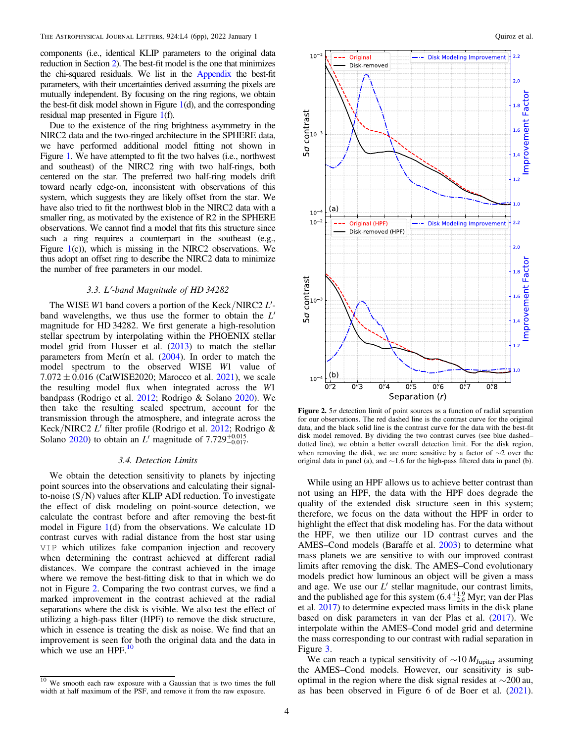components (i.e., identical KLIP parameters to the original data reduction in Section 2). The best-fit model is the one that minimizes the chi-squared residuals. We list in the Appendix the best-fit parameters, with their uncertainties derived assuming the pixels are mutually independent. By focusing on the ring regions, we obtain the best-fit disk model shown in Figure 1(d), and the corresponding residual map presented in Figure 1(f).

Due to the existence of the ring brightness asymmetry in the NIRC2 data and the two-ringed architecture in the SPHERE data, we have performed additional model fitting not shown in Figure 1. We have attempted to fit the two halves (i.e., northwest and southeast) of the NIRC2 ring with two half-rings, both centered on the star. The preferred two half-ring models drift toward nearly edge-on, inconsistent with observations of this system, which suggests they are likely offset from the star. We have also tried to fit the northwest blob in the NIRC2 data with a smaller ring, as motivated by the existence of R2 in the SPHERE observations. We cannot find a model that fits this structure since such a ring requires a counterpart in the southeast (e.g., Figure 1(c)), which is missing in the NIRC2 observations. We thus adopt an offset ring to describe the NIRC2 data to minimize the number of free parameters in our model.

### 3.3. $L'$-band Magnitude of HD 34282

The WISE $W1$ band covers a portion of the Keck/NIRC2 $L'$-band wavelengths, we thus use the former to obtain the $L'$ magnitude for HD 34282. We first generate a high-resolution stellar spectrum by interpolating within the PHOENIX stellar model grid from Husser et al. (2013) to match the stellar parameters from Merín et al. (2004). In order to match the model spectrum to the observed WISE $W1$ value of $7.072 \pm 0.016$ (CatWISE2020; Marocco et al. 2021), we scale the resulting model flux when integrated across the $W1$ bandpass (Rodrigo et al. 2012; Rodrigo & Solano 2020). We then take the resulting scaled spectrum, account for the transmission through the atmosphere, and integrate across the Keck/NIRC2 $L'$ filter profile (Rodrigo et al. 2012; Rodrigo & Solano 2020) to obtain an $L'$ magnitude of $7.729^{+0.015}_{-0.017}$.

### 3.4. Detection Limits

We obtain the detection sensitivity to planets by injecting point sources into the observations and calculating their signal-to-noise (S/N) values after KLIP ADI reduction. To investigate the effect of disk modeling on point-source detection, we calculate the contrast before and after removing the best-fit model in Figure 1(d) from the observations. We calculate 1D contrast curves with radial distance from the host star using `VIP` which utilizes fake companion injection and recovery when determining the contrast achieved at different radial distances. We compare the contrast achieved in the image where we remove the best-fitting disk to that in which we do not in Figure 2. Comparing the two contrast curves, we find a marked improvement in the contrast achieved at the radial separations where the disk is visible. We also test the effect of utilizing a high-pass filter (HPF) to remove the disk structure, which in essence is treating the disk as noise. We find that an improvement is seen for both the original data and the data in which we use an HPF.[10]

[10] We smooth each raw exposure with a Gaussian that is two times the full width at half maximum of the PSF, and remove it from the raw exposure.

**Figure 2.** $5\sigma$ detection limit of point sources as a function of radial separation for our observations. The red dashed line is the contrast curve for the original data, and the black solid line is the contrast curve for the data with the best-fit disk model removed. By dividing the two contrast curves (see blue dashed–dotted line), we obtain a better overall detection limit. For the disk region, when removing the disk, we are more sensitive by a factor of ~2 over the original data in panel (a), and ~1.6 for the high-pass filtered data in panel (b).

While using an HPF allows us to achieve better contrast than not using an HPF, the data with the HPF does degrade the quality of the extended disk structure seen in this system; therefore, we focus on the data without the HPF in order to highlight the effect that disk modeling has. For the data without the HPF, we then utilize our 1D contrast curves and the AMES–Cond models (Baraffe et al. 2003) to determine what mass planets we are sensitive to with our improved contrast limits after removing the disk. The AMES–Cond evolutionary models predict how luminous an object will be given a mass and age. We use our $L'$ stellar magnitude, our contrast limits, and the published age for this system ($6.4^{+1.9}_{-2.6}$ Myr; van der Plas et al. 2017) to determine expected mass limits in the disk plane based on disk parameters in van der Plas et al. (2017). We interpolate within the AMES–Cond model grid and determine the mass corresponding to our contrast with radial separation in Figure 3.

We can reach a typical sensitivity of $\sim 10\,M_{\rm Jupiter}$ assuming the AMES–Cond models. However, our sensitivity is sub-optimal in the region where the disk signal resides at ~200 au, as has been observed in Figure 6 of de Boer et al. (2021).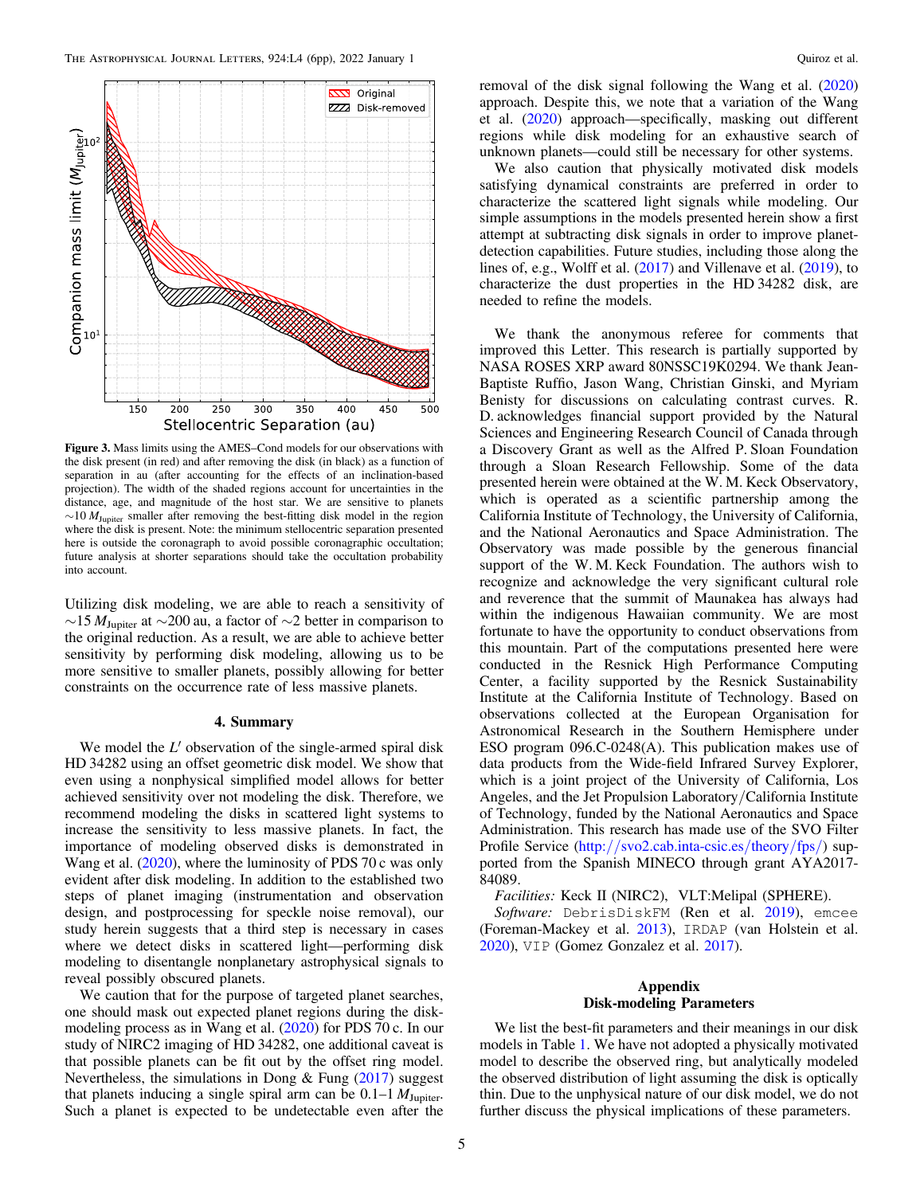**Figure 3.** Mass limits using the AMES–Cond models for our observations with the disk present (in red) and after removing the disk (in black) as a function of separation in au (after accounting for the effects of an inclination-based projection). The width of the shaded regions account for uncertainties in the distance, age, and magnitude of the host star. We are sensitive to planets $\sim 10\,M_{\rm Jupiter}$ smaller after removing the best-fitting disk model in the region where the disk is present. Note: the minimum stellocentric separation presented here is outside the coronagraph to avoid possible coronagraphic occultation; future analysis at shorter separations should take the occultation probability into account.

Utilizing disk modeling, we are able to reach a sensitivity of $\sim 15\,M_{\rm Jupiter}$ at $\sim 200$ au, a factor of $\sim 2$ better in comparison to the original reduction. As a result, we are able to achieve better sensitivity by performing disk modeling, allowing us to be more sensitive to smaller planets, possibly allowing for better constraints on the occurrence rate of less massive planets.

## 4. Summary

We model the $L'$ observation of the single-armed spiral disk HD 34282 using an offset geometric disk model. We show that even using a nonphysical simplified model allows for better achieved sensitivity over not modeling the disk. Therefore, we recommend modeling the disks in scattered light systems to increase the sensitivity to less massive planets. In fact, the importance of modeling observed disks is demonstrated in Wang et al. (2020), where the luminosity of PDS 70 c was only evident after disk modeling. In addition to the established two steps of planet imaging (instrumentation and observation design, and postprocessing for speckle noise removal), our study herein suggests that a third step is necessary in cases where we detect disks in scattered light—performing disk modeling to disentangle nonplanetary astrophysical signals to reveal possibly obscured planets.

We caution that for the purpose of targeted planet searches, one should mask out expected planet regions during the disk-modeling process as in Wang et al. (2020) for PDS 70 c. In our study of NIRC2 imaging of HD 34282, one additional caveat is that possible planets can be fit out by the offset ring model. Nevertheless, the simulations in Dong & Fung (2017) suggest that planets inducing a single spiral arm can be 0.1–1 $M_{\rm Jupiter}$. Such a planet is expected to be undetectable even after the removal of the disk signal following the Wang et al. (2020) approach. Despite this, we note that a variation of the Wang et al. (2020) approach—specifically, masking out different regions while disk modeling for an exhaustive search of unknown planets—could still be necessary for other systems.

We also caution that physically motivated disk models satisfying dynamical constraints are preferred in order to characterize the scattered light signals while modeling. Our simple assumptions in the models presented herein show a first attempt at subtracting disk signals in order to improve planet-detection capabilities. Future studies, including those along the lines of, e.g., Wolff et al. (2017) and Villenave et al. (2019), to characterize the dust properties in the HD 34282 disk, are needed to refine the models.

We thank the anonymous referee for comments that improved this Letter. This research is partially supported by NASA ROSES XRP award 80NSSC19K0294. We thank Jean-Baptiste Ruffio, Jason Wang, Christian Ginski, and Myriam Benisty for discussions on calculating contrast curves. R. D. acknowledges financial support provided by the Natural Sciences and Engineering Research Council of Canada through a Discovery Grant as well as the Alfred P. Sloan Foundation through a Sloan Research Fellowship. Some of the data presented herein were obtained at the W. M. Keck Observatory, which is operated as a scientific partnership among the California Institute of Technology, the University of California, and the National Aeronautics and Space Administration. The Observatory was made possible by the generous financial support of the W. M. Keck Foundation. The authors wish to recognize and acknowledge the very significant cultural role and reverence that the summit of Maunakea has always had within the indigenous Hawaiian community. We are most fortunate to have the opportunity to conduct observations from this mountain. Part of the computations presented here were conducted in the Resnick High Performance Computing Center, a facility supported by the Resnick Sustainability Institute at the California Institute of Technology. Based on observations collected at the European Organisation for Astronomical Research in the Southern Hemisphere under ESO program 096.C-0248(A). This publication makes use of data products from the Wide-field Infrared Survey Explorer, which is a joint project of the University of California, Los Angeles, and the Jet Propulsion Laboratory/California Institute of Technology, funded by the National Aeronautics and Space Administration. This research has made use of the SVO Filter Profile Service (http://svo2.cab.inta-csic.es/theory/fps/) supported from the Spanish MINECO through grant AYA2017-84089.

*Facilities:* Keck II (NIRC2), VLT:Melipal (SPHERE).

*Software:* `DebrisDiskFM` (Ren et al. 2019), `emcee` (Foreman-Mackey et al. 2013), `IRDAP` (van Holstein et al. 2020), `VIP` (Gomez Gonzalez et al. 2017).

## Appendix
## Disk-modeling Parameters

We list the best-fit parameters and their meanings in our disk models in Table 1. We have not adopted a physically motivated model to describe the observed ring, but analytically modeled the observed distribution of light assuming the disk is optically thin. Due to the unphysical nature of our disk model, we do not further discuss the physical implications of these parameters.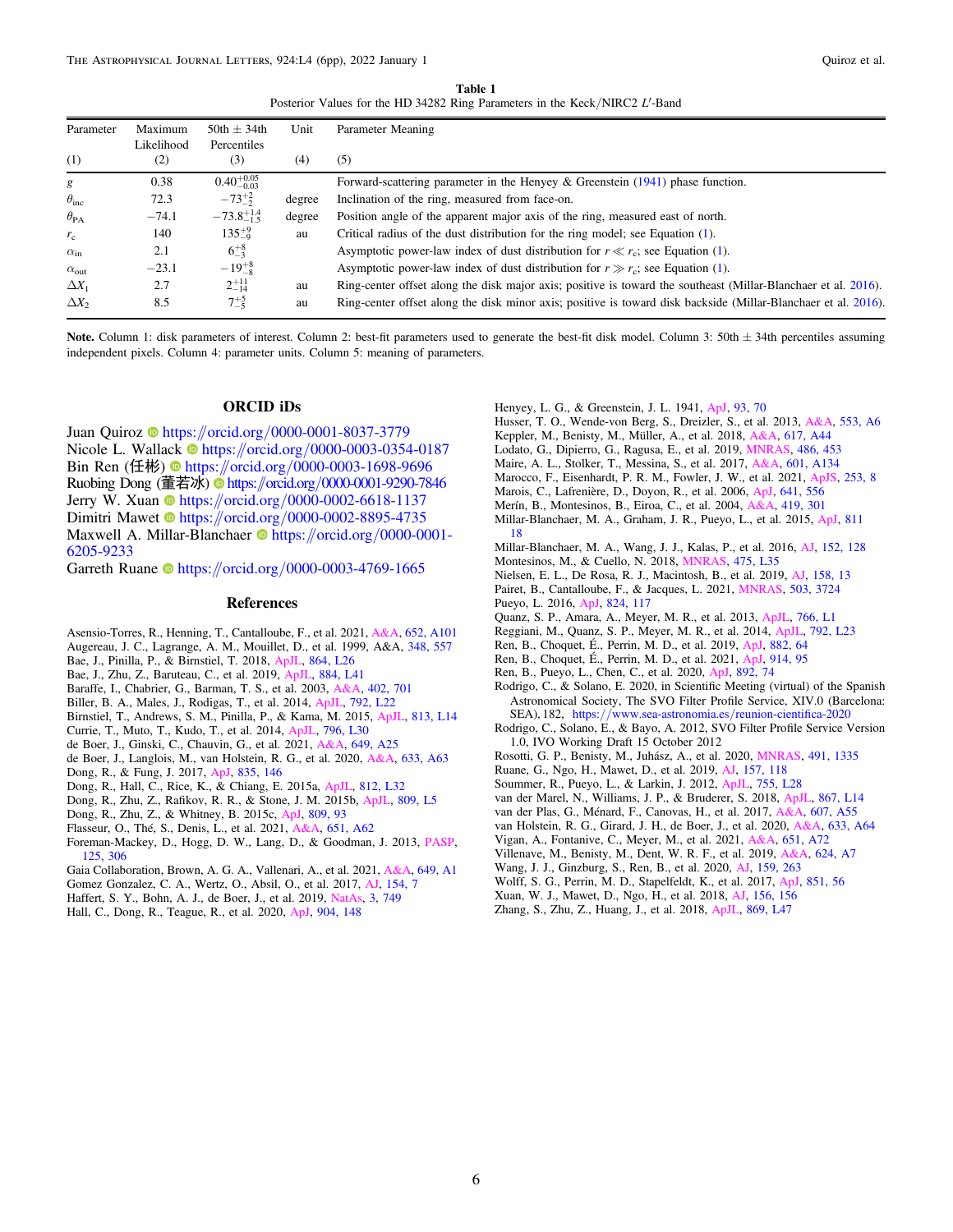**Table 1**
Posterior Values for the HD 34282 Ring Parameters in the Keck/NIRC2 $L'$-Band

| Parameter (1) | Maximum Likelihood (2) | 50th ± 34th Percentiles (3) | Unit (4) | Parameter Meaning (5) |
|---|---|---|---|---|
| $g$ | 0.38 | $0.40^{+0.05}_{-0.03}$ | | Forward-scattering parameter in the Henyey & Greenstein (1941) phase function. |
| $\theta_{\rm inc}$ | 72.3 | $-73^{+2}_{-2}$ | degree | Inclination of the ring, measured from face-on. |
| $\theta_{\rm PA}$ | −74.1 | $-73.8^{+1.4}_{-1.5}$ | degree | Position angle of the apparent major axis of the ring, measured east of north. |
| $r_{\rm c}$ | 140 | $135^{+9}_{-9}$ | au | Critical radius of the dust distribution for the ring model; see Equation (1). |
| $\alpha_{\rm in}$ | 2.1 | $6^{+8}_{-3}$ | | Asymptotic power-law index of dust distribution for $r \ll r_{\rm c}$; see Equation (1). |
| $\alpha_{\rm out}$ | −23.1 | $-19^{+8}_{-8}$ | | Asymptotic power-law index of dust distribution for $r \gg r_{\rm c}$; see Equation (1). |
| $\Delta X_1$ | 2.7 | $2^{+11}_{-14}$ | au | Ring-center offset along the disk major axis; positive is toward the southeast (Millar-Blanchaer et al. 2016). |
| $\Delta X_2$ | 8.5 | $7^{+5}_{-5}$ | au | Ring-center offset along the disk minor axis; positive is toward disk backside (Millar-Blanchaer et al. 2016). |

**Note.** Column 1: disk parameters of interest. Column 2: best-fit parameters used to generate the best-fit disk model. Column 3: 50th ± 34th percentiles assuming independent pixels. Column 4: parameter units. Column 5: meaning of parameters.

## ORCID iDs

Juan Quiroz https://orcid.org/0000-0001-8037-3779
Nicole L. Wallack https://orcid.org/0000-0003-0354-0187
Bin Ren (任彬) https://orcid.org/0000-0003-1698-9696
Ruobing Dong (董若冰) https://orcid.org/0000-0001-9290-7846
Jerry W. Xuan https://orcid.org/0000-0002-6618-1137
Dimitri Mawet https://orcid.org/0000-0002-8895-4735
Maxwell A. Millar-Blanchaer https://orcid.org/0000-0001-6205-9233
Garreth Ruane https://orcid.org/0000-0003-4769-1665

## References

Asensio-Torres, R., Henning, T., Cantalloube, F., et al. 2021, A&A, 652, A101
Augereau, J. C., Lagrange, A. M., Mouillet, D., et al. 1999, A&A, 348, 557
Bae, J., Pinilla, P., & Birnstiel, T. 2018, ApJL, 864, L26
Bae, J., Zhu, Z., Baruteau, C., et al. 2019, ApJL, 884, L41
Baraffe, I., Chabrier, G., Barman, T. S., et al. 2003, A&A, 402, 701
Biller, B. A., Males, J., Rodigas, T., et al. 2014, ApJL, 792, L22
Birnstiel, T., Andrews, S. M., Pinilla, P., & Kama, M. 2015, ApJL, 813, L14
Currie, T., Muto, T., Kudo, T., et al. 2014, ApJL, 796, L30
de Boer, J., Ginski, C., Chauvin, G., et al. 2021, A&A, 649, A25
de Boer, J., Langlois, M., van Holstein, R. G., et al. 2020, A&A, 633, A63
Dong, R., & Fung, J. 2017, ApJ, 835, 146
Dong, R., Hall, C., Rice, K., & Chiang, E. 2015a, ApJL, 812, L32
Dong, R., Zhu, Z., Rafikov, R. R., & Stone, J. M. 2015b, ApJL, 809, L5
Dong, R., Zhu, Z., & Whitney, B. 2015c, ApJ, 809, 93
Flasseur, O., Thé, S., Denis, L., et al. 2021, A&A, 651, A62
Foreman-Mackey, D., Hogg, D. W., Lang, D., & Goodman, J. 2013, PASP, 125, 306
Gaia Collaboration, Brown, A. G. A., Vallenari, A., et al. 2021, A&A, 649, A1
Gomez Gonzalez, C. A., Wertz, O., Absil, O., et al. 2017, AJ, 154, 7
Haffert, S. Y., Bohn, A. J., de Boer, J., et al. 2019, NatAs, 3, 749
Hall, C., Dong, R., Teague, R., et al. 2020, ApJ, 904, 148
Henyey, L. G., & Greenstein, J. L. 1941, ApJ, 93, 70
Husser, T. O., Wende-von Berg, S., Dreizler, S., et al. 2013, A&A, 553, A6
Keppler, M., Benisty, M., Müller, A., et al. 2018, A&A, 617, A44
Lodato, G., Dipierro, G., Ragusa, E., et al. 2019, MNRAS, 486, 453
Maire, A. L., Stolker, T., Messina, S., et al. 2017, A&A, 601, A134
Marocco, F., Eisenhardt, P. R. M., Fowler, J. W., et al. 2021, ApJS, 253, 8
Marois, C., Lafrenière, D., Doyon, R., et al. 2006, ApJ, 641, 556
Merín, B., Montesinos, B., Eiroa, C., et al. 2004, A&A, 419, 301
Millar-Blanchaer, M. A., Graham, J. R., Pueyo, L., et al. 2015, ApJ, 811, 18
Millar-Blanchaer, M. A., Wang, J. J., Kalas, P., et al. 2016, AJ, 152, 128
Montesinos, M., & Cuello, N. 2018, MNRAS, 475, L35
Nielsen, E. L., De Rosa, R. J., Macintosh, B., et al. 2019, AJ, 158, 13
Pairet, B., Cantalloube, F., & Jacques, L. 2021, MNRAS, 503, 3724
Pueyo, L. 2016, ApJ, 824, 117
Quanz, S. P., Amara, A., Meyer, M. R., et al. 2013, ApJL, 766, L1
Reggiani, M., Quanz, S. P., Meyer, M. R., et al. 2014, ApJL, 792, L23
Ren, B., Choquet, É., Perrin, M. D., et al. 2019, ApJ, 882, 64
Ren, B., Choquet, É., Perrin, M. D., et al. 2021, ApJ, 914, 95
Ren, B., Pueyo, L., Chen, C., et al. 2020, ApJ, 892, 74
Rodrigo, C., & Solano, E. 2020, in Scientific Meeting (virtual) of the Spanish Astronomical Society, The SVO Filter Profile Service, XIV.0 (Barcelona: SEA), 182, https://www.sea-astronomia.es/reunion-cientifica-2020
Rodrigo, C., Solano, E., & Bayo, A. 2012, SVO Filter Profile Service Version 1.0, IVO Working Draft 15 October 2012
Rosotti, G. P., Benisty, M., Juhász, A., et al. 2020, MNRAS, 491, 1335
Ruane, G., Ngo, H., Mawet, D., et al. 2019, AJ, 157, 118
Soummer, R., Pueyo, L., & Larkin, J. 2012, ApJL, 755, L28
van der Marel, N., Williams, J. P., & Bruderer, S. 2018, ApJL, 867, L14
van der Plas, G., Ménard, F., Canovas, H., et al. 2017, A&A, 607, A55
van Holstein, R. G., Girard, J. H., de Boer, J., et al. 2020, A&A, 633, A64
Vigan, A., Fontanive, C., Meyer, M., et al. 2021, A&A, 651, A72
Villenave, M., Benisty, M., Dent, W. R. F., et al. 2019, A&A, 624, A7
Wang, J. J., Ginzburg, S., Ren, B., et al. 2020, AJ, 159, 263
Wolff, S. G., Perrin, M. D., Stapelfeldt, K., et al. 2017, ApJ, 851, 56
Xuan, W. J., Mawet, D., Ngo, H., et al. 2018, AJ, 156, 156
Zhang, S., Zhu, Z., Huang, J., et al. 2018, ApJL, 869, L47